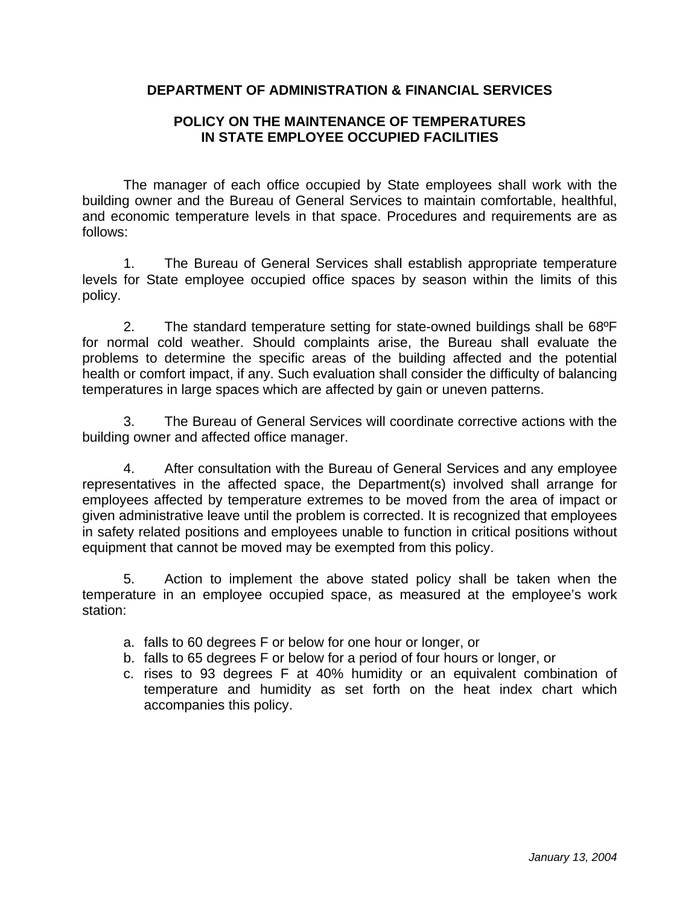# DEPARTMENT OF ADMINISTRATION & FINANCIAL SERVICES

## POLICY ON THE MAINTENANCE OF TEMPERATURES IN STATE EMPLOYEE OCCUPIED FACILITIES

The manager of each office occupied by State employees shall work with the building owner and the Bureau of General Services to maintain comfortable, healthful, and economic temperature levels in that space. Procedures and requirements are as follows:

1. The Bureau of General Services shall establish appropriate temperature levels for State employee occupied office spaces by season within the limits of this policy.

2. The standard temperature setting for state-owned buildings shall be 68ºF for normal cold weather. Should complaints arise, the Bureau shall evaluate the problems to determine the specific areas of the building affected and the potential health or comfort impact, if any. Such evaluation shall consider the difficulty of balancing temperatures in large spaces which are affected by gain or uneven patterns.

3. The Bureau of General Services will coordinate corrective actions with the building owner and affected office manager.

4. After consultation with the Bureau of General Services and any employee representatives in the affected space, the Department(s) involved shall arrange for employees affected by temperature extremes to be moved from the area of impact or given administrative leave until the problem is corrected. It is recognized that employees in safety related positions and employees unable to function in critical positions without equipment that cannot be moved may be exempted from this policy.

5. Action to implement the above stated policy shall be taken when the temperature in an employee occupied space, as measured at the employee's work station:

   a. falls to 60 degrees F or below for one hour or longer, or
   b. falls to 65 degrees F or below for a period of four hours or longer, or
   c. rises to 93 degrees F at 40% humidity or an equivalent combination of temperature and humidity as set forth on the heat index chart which accompanies this policy.

*January 13, 2004*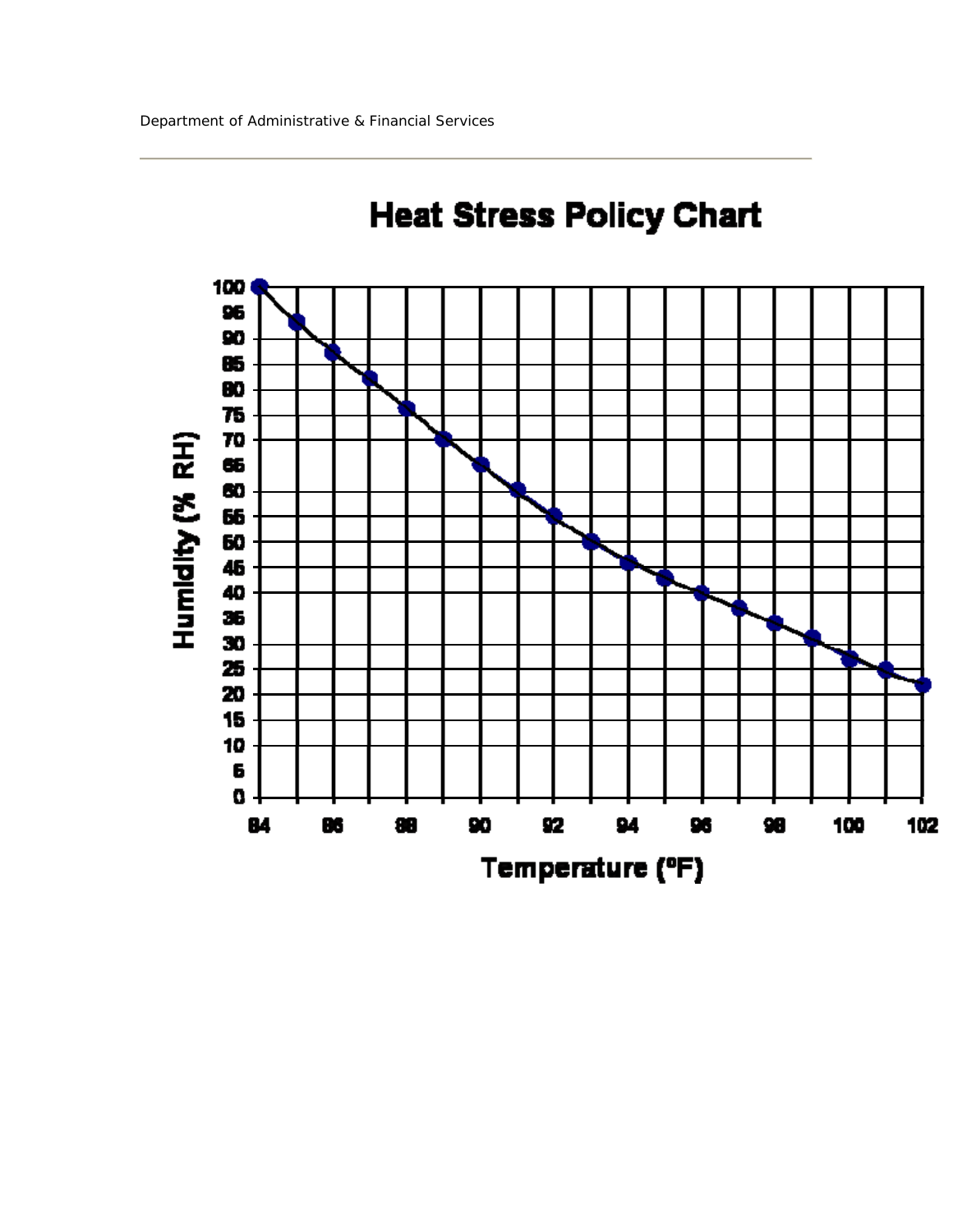# Heat Stress Policy Chart

Humidity (% RH)

100
95
90
85
80
75
70
65
60
55
50
45
40
35
30
25
20
15
10
5
0

84 86 88 90 92 94 96 98 100 102

Temperature (ºF)